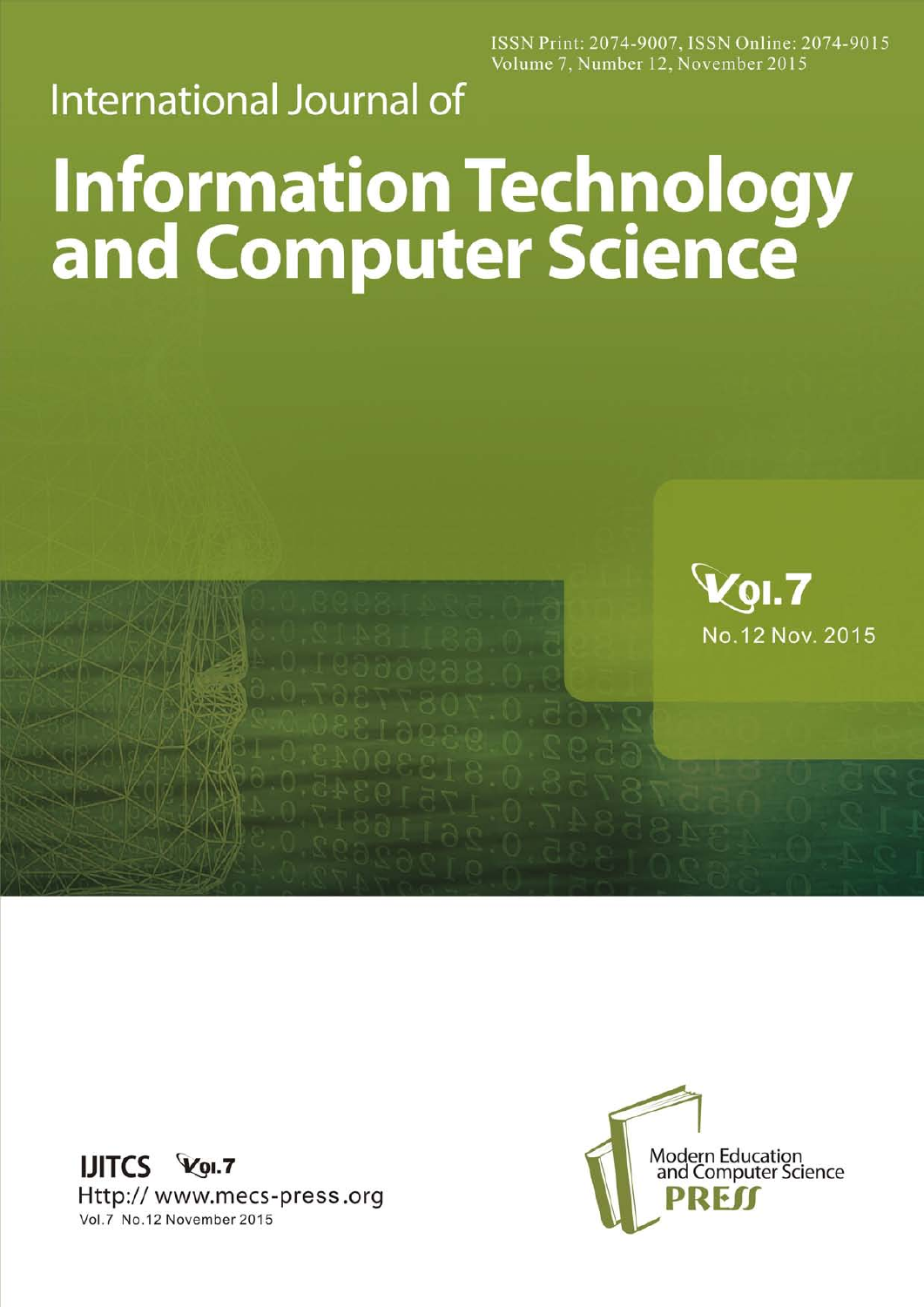ISSN Print: 2074-9007, ISSN Online: 2074-9015
Volume 7, Number 12, November 2015

# International Journal of Information Technology and Computer Science

Vol.7
No.12 Nov. 2015

IJITCS Vol.7
Http:// www.mecs-press.org
Vol.7 No.12 November 2015

Modern Education and Computer Science PRESS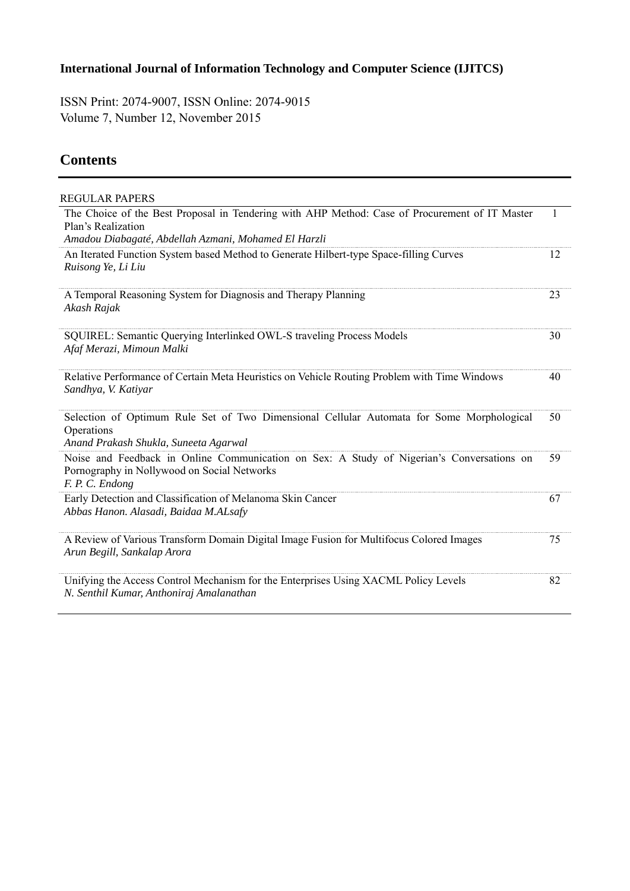**International Journal of Information Technology and Computer Science (IJITCS)**

ISSN Print: 2074-9007, ISSN Online: 2074-9015
Volume 7, Number 12, November 2015

## Contents

REGULAR PAPERS

| | |
|---|---|
| The Choice of the Best Proposal in Tendering with AHP Method: Case of Procurement of IT Master Plan's Realization<br>*Amadou Diabagaté, Abdellah Azmani, Mohamed El Harzli* | 1 |
| An Iterated Function System based Method to Generate Hilbert-type Space-filling Curves<br>*Ruisong Ye, Li Liu* | 12 |
| A Temporal Reasoning System for Diagnosis and Therapy Planning<br>*Akash Rajak* | 23 |
| SQUIREL: Semantic Querying Interlinked OWL-S traveling Process Models<br>*Afaf Merazi, Mimoun Malki* | 30 |
| Relative Performance of Certain Meta Heuristics on Vehicle Routing Problem with Time Windows<br>*Sandhya, V. Katiyar* | 40 |
| Selection of Optimum Rule Set of Two Dimensional Cellular Automata for Some Morphological Operations<br>*Anand Prakash Shukla, Suneeta Agarwal* | 50 |
| Noise and Feedback in Online Communication on Sex: A Study of Nigerian's Conversations on Pornography in Nollywood on Social Networks<br>*F. P. C. Endong* | 59 |
| Early Detection and Classification of Melanoma Skin Cancer<br>*Abbas Hanon. Alasadi, Baidaa M.ALsafy* | 67 |
| A Review of Various Transform Domain Digital Image Fusion for Multifocus Colored Images<br>*Arun Begill, Sankalap Arora* | 75 |
| Unifying the Access Control Mechanism for the Enterprises Using XACML Policy Levels<br>*N. Senthil Kumar, Anthoniraj Amalanathan* | 82 |